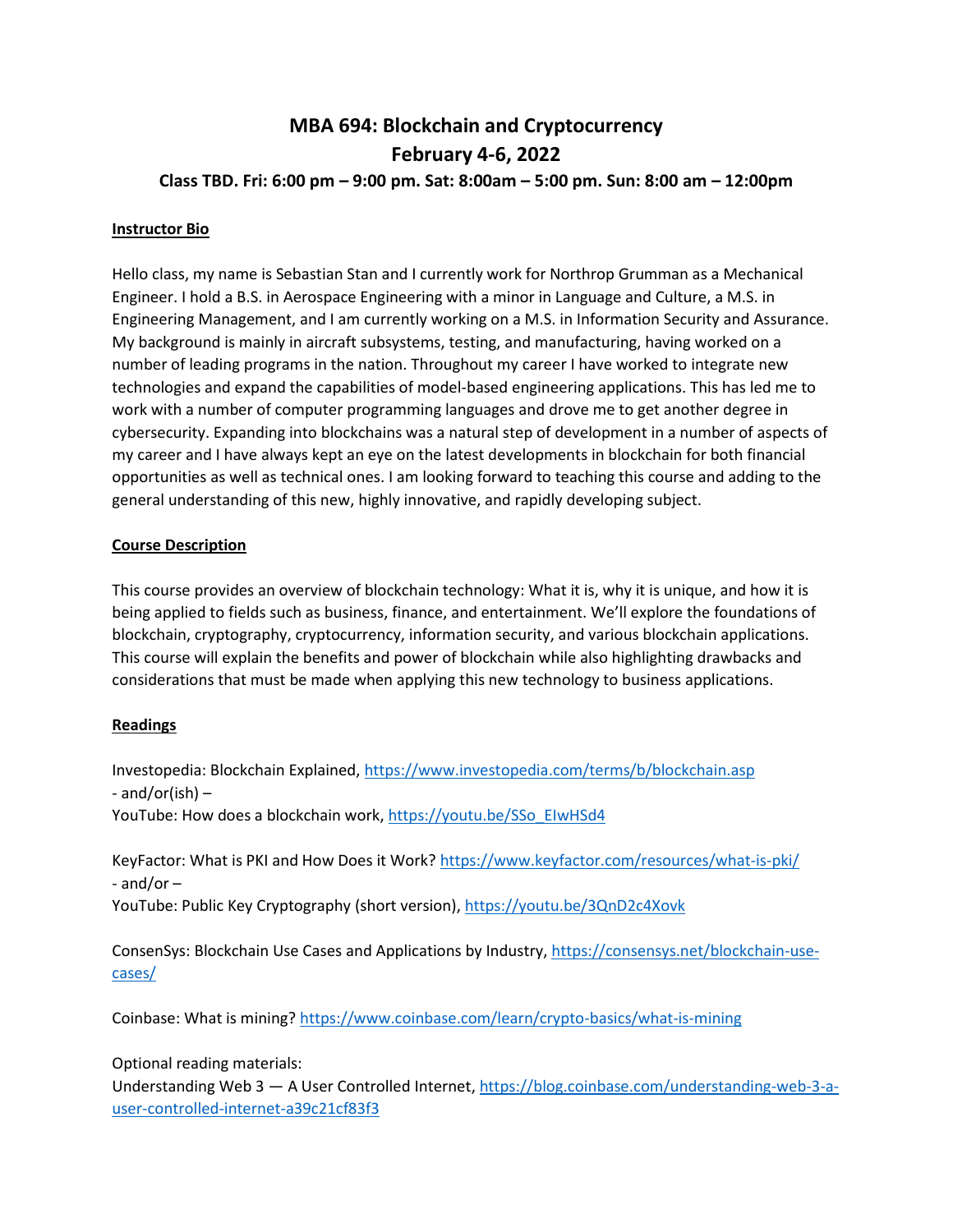# MBA 694: Blockchain and Cryptocurrency

## February 4-6, 2022

### Class TBD. Fri: 6:00 pm – 9:00 pm. Sat: 8:00am – 5:00 pm. Sun: 8:00 am – 12:00pm

**Instructor Bio**

Hello class, my name is Sebastian Stan and I currently work for Northrop Grumman as a Mechanical Engineer. I hold a B.S. in Aerospace Engineering with a minor in Language and Culture, a M.S. in Engineering Management, and I am currently working on a M.S. in Information Security and Assurance. My background is mainly in aircraft subsystems, testing, and manufacturing, having worked on a number of leading programs in the nation. Throughout my career I have worked to integrate new technologies and expand the capabilities of model-based engineering applications. This has led me to work with a number of computer programming languages and drove me to get another degree in cybersecurity. Expanding into blockchains was a natural step of development in a number of aspects of my career and I have always kept an eye on the latest developments in blockchain for both financial opportunities as well as technical ones. I am looking forward to teaching this course and adding to the general understanding of this new, highly innovative, and rapidly developing subject.

**Course Description**

This course provides an overview of blockchain technology: What it is, why it is unique, and how it is being applied to fields such as business, finance, and entertainment. We'll explore the foundations of blockchain, cryptography, cryptocurrency, information security, and various blockchain applications. This course will explain the benefits and power of blockchain while also highlighting drawbacks and considerations that must be made when applying this new technology to business applications.

**Readings**

Investopedia: Blockchain Explained, https://www.investopedia.com/terms/b/blockchain.asp
- and/or(ish) –
YouTube: How does a blockchain work, https://youtu.be/SSo_EIwHSd4

KeyFactor: What is PKI and How Does it Work? https://www.keyfactor.com/resources/what-is-pki/
- and/or –
YouTube: Public Key Cryptography (short version), https://youtu.be/3QnD2c4Xovk

ConsenSys: Blockchain Use Cases and Applications by Industry, https://consensys.net/blockchain-use-cases/

Coinbase: What is mining? https://www.coinbase.com/learn/crypto-basics/what-is-mining

Optional reading materials:
Understanding Web 3 — A User Controlled Internet, https://blog.coinbase.com/understanding-web-3-a-user-controlled-internet-a39c21cf83f3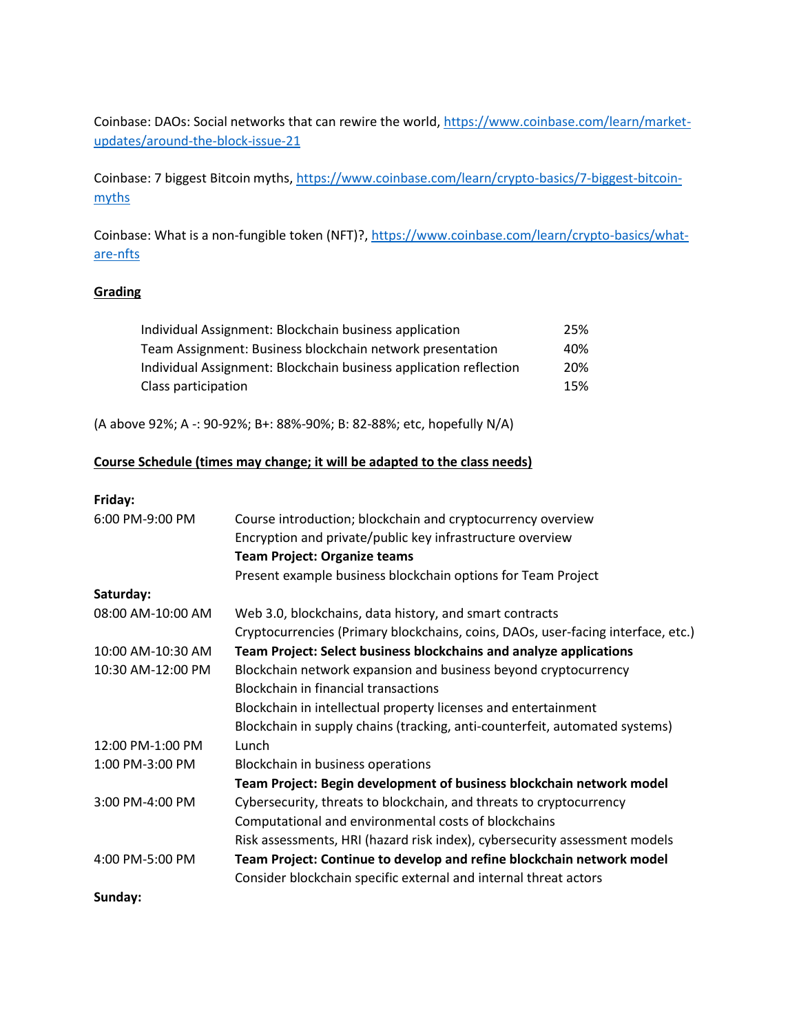Coinbase: DAOs: Social networks that can rewire the world, https://www.coinbase.com/learn/market-updates/around-the-block-issue-21

Coinbase: 7 biggest Bitcoin myths, https://www.coinbase.com/learn/crypto-basics/7-biggest-bitcoin-myths

Coinbase: What is a non-fungible token (NFT)?, https://www.coinbase.com/learn/crypto-basics/what-are-nfts

## Grading

| | |
|---|---|
| Individual Assignment: Blockchain business application | 25% |
| Team Assignment: Business blockchain network presentation | 40% |
| Individual Assignment: Blockchain business application reflection | 20% |
| Class participation | 15% |

(A above 92%; A -: 90-92%; B+: 88%-90%; B: 82-88%; etc, hopefully N/A)

## Course Schedule (times may change; it will be adapted to the class needs)

**Friday:**

| | |
|---|---|
| 6:00 PM-9:00 PM | Course introduction; blockchain and cryptocurrency overview<br>Encryption and private/public key infrastructure overview<br>**Team Project: Organize teams**<br>Present example business blockchain options for Team Project |

**Saturday:**

| | |
|---|---|
| 08:00 AM-10:00 AM | Web 3.0, blockchains, data history, and smart contracts<br>Cryptocurrencies (Primary blockchains, coins, DAOs, user-facing interface, etc.) |
| 10:00 AM-10:30 AM | **Team Project: Select business blockchains and analyze applications** |
| 10:30 AM-12:00 PM | Blockchain network expansion and business beyond cryptocurrency<br>Blockchain in financial transactions<br>Blockchain in intellectual property licenses and entertainment<br>Blockchain in supply chains (tracking, anti-counterfeit, automated systems) |
| 12:00 PM-1:00 PM | Lunch |
| 1:00 PM-3:00 PM | Blockchain in business operations<br>**Team Project: Begin development of business blockchain network model** |
| 3:00 PM-4:00 PM | Cybersecurity, threats to blockchain, and threats to cryptocurrency<br>Computational and environmental costs of blockchains<br>Risk assessments, HRI (hazard risk index), cybersecurity assessment models |
| 4:00 PM-5:00 PM | **Team Project: Continue to develop and refine blockchain network model**<br>Consider blockchain specific external and internal threat actors |

**Sunday:**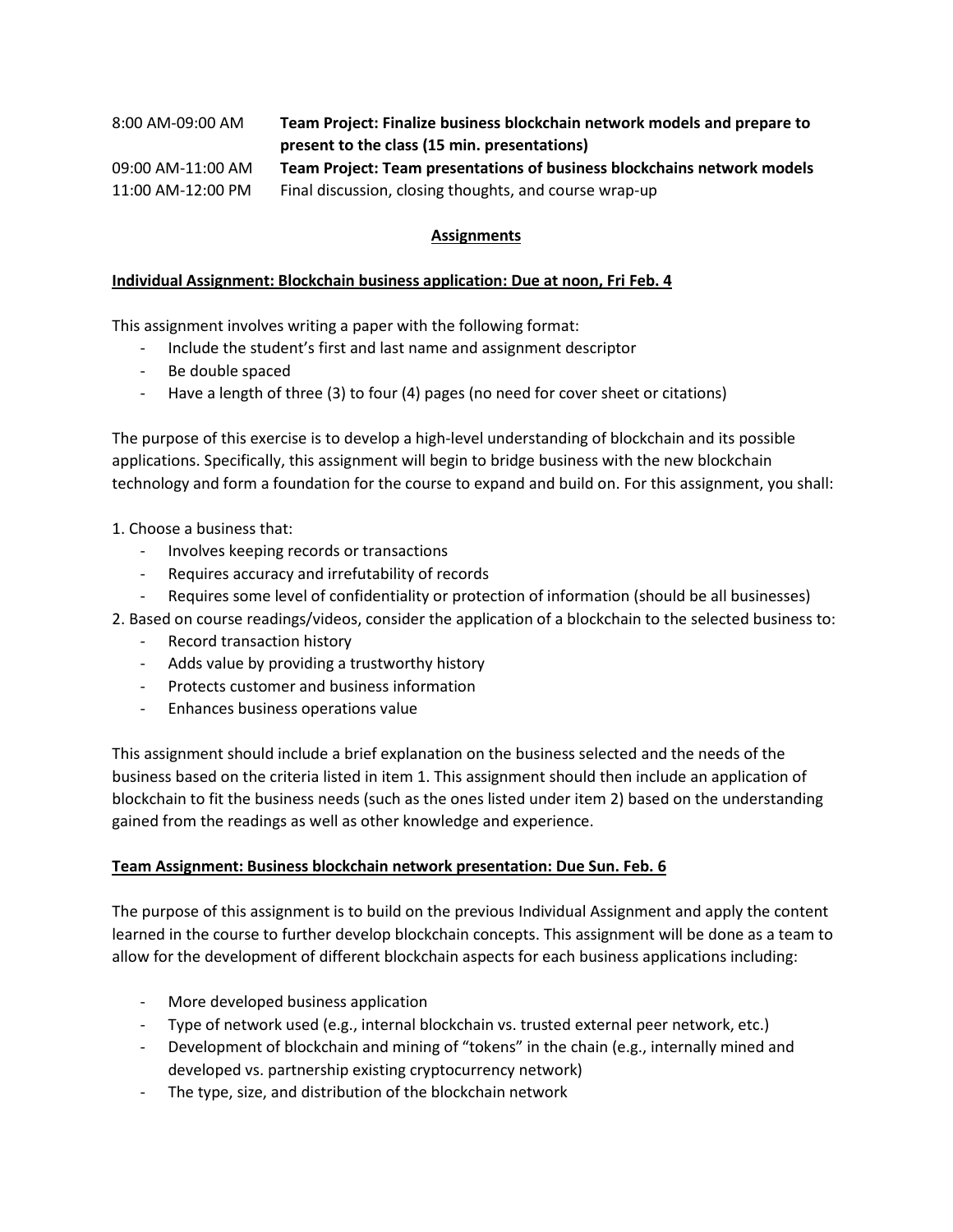| | |
|---|---|
| 8:00 AM-09:00 AM | **Team Project: Finalize business blockchain network models and prepare to present to the class (15 min. presentations)** |
| 09:00 AM-11:00 AM | **Team Project: Team presentations of business blockchains network models** |
| 11:00 AM-12:00 PM | Final discussion, closing thoughts, and course wrap-up |

## <u>Assignments</u>

### <u>Individual Assignment: Blockchain business application: Due at noon, Fri Feb. 4</u>

This assignment involves writing a paper with the following format:

- Include the student's first and last name and assignment descriptor
- Be double spaced
- Have a length of three (3) to four (4) pages (no need for cover sheet or citations)

The purpose of this exercise is to develop a high-level understanding of blockchain and its possible applications. Specifically, this assignment will begin to bridge business with the new blockchain technology and form a foundation for the course to expand and build on. For this assignment, you shall:

1. Choose a business that:
   - Involves keeping records or transactions
   - Requires accuracy and irrefutability of records
   - Requires some level of confidentiality or protection of information (should be all businesses)
2. Based on course readings/videos, consider the application of a blockchain to the selected business to:
   - Record transaction history
   - Adds value by providing a trustworthy history
   - Protects customer and business information
   - Enhances business operations value

This assignment should include a brief explanation on the business selected and the needs of the business based on the criteria listed in item 1. This assignment should then include an application of blockchain to fit the business needs (such as the ones listed under item 2) based on the understanding gained from the readings as well as other knowledge and experience.

### <u>Team Assignment: Business blockchain network presentation: Due Sun. Feb. 6</u>

The purpose of this assignment is to build on the previous Individual Assignment and apply the content learned in the course to further develop blockchain concepts. This assignment will be done as a team to allow for the development of different blockchain aspects for each business applications including:

- More developed business application
- Type of network used (e.g., internal blockchain vs. trusted external peer network, etc.)
- Development of blockchain and mining of "tokens" in the chain (e.g., internally mined and developed vs. partnership existing cryptocurrency network)
- The type, size, and distribution of the blockchain network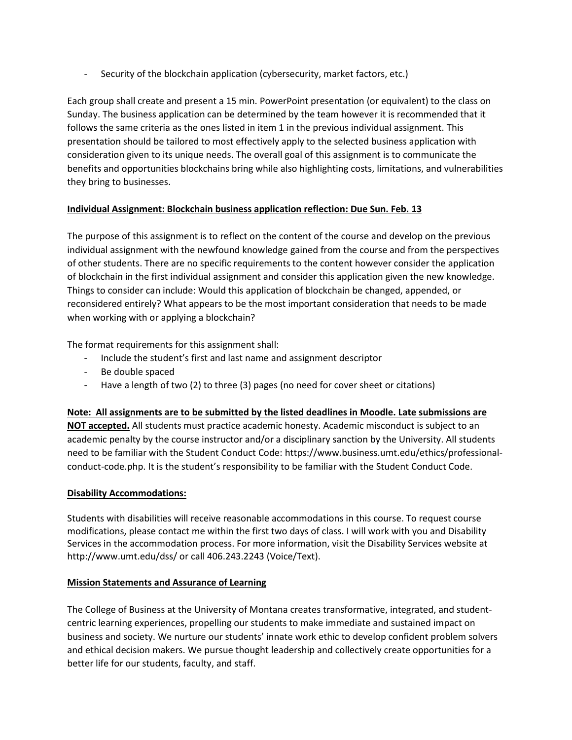- Security of the blockchain application (cybersecurity, market factors, etc.)

Each group shall create and present a 15 min. PowerPoint presentation (or equivalent) to the class on Sunday. The business application can be determined by the team however it is recommended that it follows the same criteria as the ones listed in item 1 in the previous individual assignment. This presentation should be tailored to most effectively apply to the selected business application with consideration given to its unique needs. The overall goal of this assignment is to communicate the benefits and opportunities blockchains bring while also highlighting costs, limitations, and vulnerabilities they bring to businesses.

**Individual Assignment: Blockchain business application reflection: Due Sun. Feb. 13**

The purpose of this assignment is to reflect on the content of the course and develop on the previous individual assignment with the newfound knowledge gained from the course and from the perspectives of other students. There are no specific requirements to the content however consider the application of blockchain in the first individual assignment and consider this application given the new knowledge. Things to consider can include: Would this application of blockchain be changed, appended, or reconsidered entirely? What appears to be the most important consideration that needs to be made when working with or applying a blockchain?

The format requirements for this assignment shall:

- Include the student's first and last name and assignment descriptor
- Be double spaced
- Have a length of two (2) to three (3) pages (no need for cover sheet or citations)

**Note: All assignments are to be submitted by the listed deadlines in Moodle. Late submissions are NOT accepted.** All students must practice academic honesty. Academic misconduct is subject to an academic penalty by the course instructor and/or a disciplinary sanction by the University. All students need to be familiar with the Student Conduct Code: https://www.business.umt.edu/ethics/professional-conduct-code.php. It is the student's responsibility to be familiar with the Student Conduct Code.

**Disability Accommodations:**

Students with disabilities will receive reasonable accommodations in this course. To request course modifications, please contact me within the first two days of class. I will work with you and Disability Services in the accommodation process. For more information, visit the Disability Services website at http://www.umt.edu/dss/ or call 406.243.2243 (Voice/Text).

**Mission Statements and Assurance of Learning**

The College of Business at the University of Montana creates transformative, integrated, and student-centric learning experiences, propelling our students to make immediate and sustained impact on business and society. We nurture our students' innate work ethic to develop confident problem solvers and ethical decision makers. We pursue thought leadership and collectively create opportunities for a better life for our students, faculty, and staff.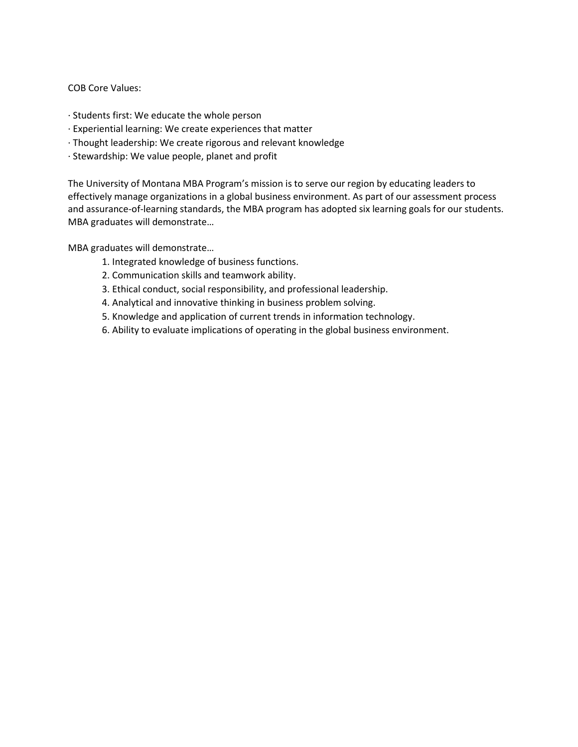COB Core Values:

· Students first: We educate the whole person
· Experiential learning: We create experiences that matter
· Thought leadership: We create rigorous and relevant knowledge
· Stewardship: We value people, planet and profit

The University of Montana MBA Program's mission is to serve our region by educating leaders to effectively manage organizations in a global business environment. As part of our assessment process and assurance-of-learning standards, the MBA program has adopted six learning goals for our students. MBA graduates will demonstrate…

MBA graduates will demonstrate…

1. Integrated knowledge of business functions.
2. Communication skills and teamwork ability.
3. Ethical conduct, social responsibility, and professional leadership.
4. Analytical and innovative thinking in business problem solving.
5. Knowledge and application of current trends in information technology.
6. Ability to evaluate implications of operating in the global business environment.